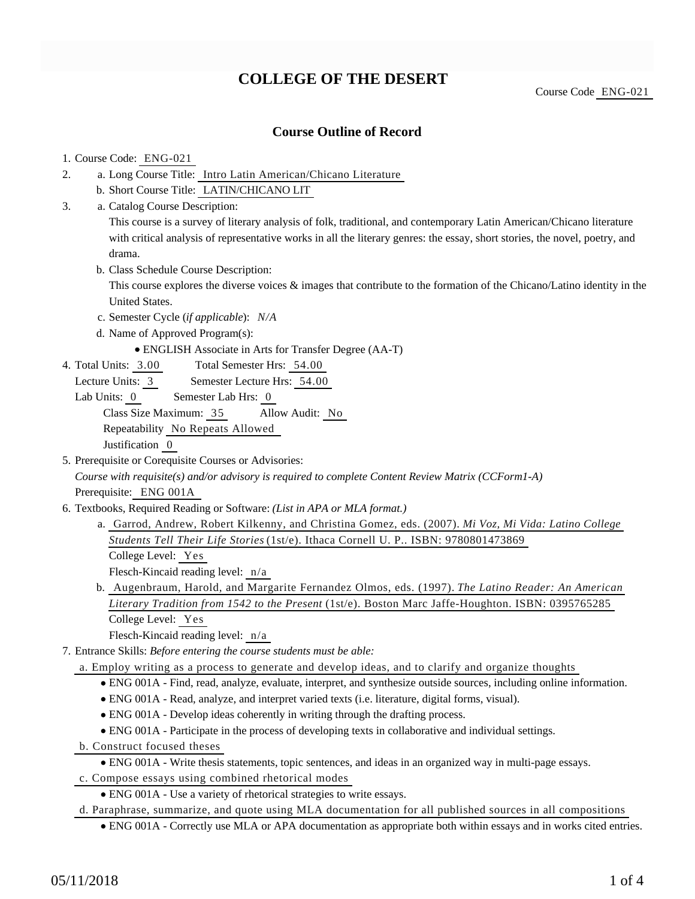# COLLEGE OF THE DESERT

Course Code ENG-021

## Course Outline of Record

1. Course Code: ENG-021
2. a. Long Course Title: Intro Latin American/Chicano Literature
   b. Short Course Title: LATIN/CHICANO LIT
3. a. Catalog Course Description:
   This course is a survey of literary analysis of folk, traditional, and contemporary Latin American/Chicano literature with critical analysis of representative works in all the literary genres: the essay, short stories, the novel, poetry, and drama.
   b. Class Schedule Course Description:
   This course explores the diverse voices & images that contribute to the formation of the Chicano/Latino identity in the United States.
   c. Semester Cycle (*if applicable*): *N/A*
   d. Name of Approved Program(s):
      - ENGLISH Associate in Arts for Transfer Degree (AA-T)
4. Total Units: 3.00 Total Semester Hrs: 54.00
   Lecture Units: 3 Semester Lecture Hrs: 54.00
   Lab Units: 0 Semester Lab Hrs: 0
   Class Size Maximum: 35 Allow Audit: No
   Repeatability No Repeats Allowed
   Justification 0
5. Prerequisite or Corequisite Courses or Advisories:
   *Course with requisite(s) and/or advisory is required to complete Content Review Matrix (CCForm1-A)*
   Prerequisite: ENG 001A
6. Textbooks, Required Reading or Software: *(List in APA or MLA format.)*
   a. Garrod, Andrew, Robert Kilkenny, and Christina Gomez, eds. (2007). *Mi Voz, Mi Vida: Latino College Students Tell Their Life Stories* (1st/e). Ithaca Cornell U. P.. ISBN: 9780801473869
      College Level: Yes
      Flesch-Kincaid reading level: n/a
   b. Augenbraum, Harold, and Margarite Fernandez Olmos, eds. (1997). *The Latino Reader: An American Literary Tradition from 1542 to the Present* (1st/e). Boston Marc Jaffe-Houghton. ISBN: 0395765285
      College Level: Yes
      Flesch-Kincaid reading level: n/a
7. Entrance Skills: *Before entering the course students must be able:*
   a. Employ writing as a process to generate and develop ideas, and to clarify and organize thoughts
      - ENG 001A - Find, read, analyze, evaluate, interpret, and synthesize outside sources, including online information.
      - ENG 001A - Read, analyze, and interpret varied texts (i.e. literature, digital forms, visual).
      - ENG 001A - Develop ideas coherently in writing through the drafting process.
      - ENG 001A - Participate in the process of developing texts in collaborative and individual settings.
   b. Construct focused theses
      - ENG 001A - Write thesis statements, topic sentences, and ideas in an organized way in multi-page essays.
   c. Compose essays using combined rhetorical modes
      - ENG 001A - Use a variety of rhetorical strategies to write essays.
   d. Paraphrase, summarize, and quote using MLA documentation for all published sources in all compositions
      - ENG 001A - Correctly use MLA or APA documentation as appropriate both within essays and in works cited entries.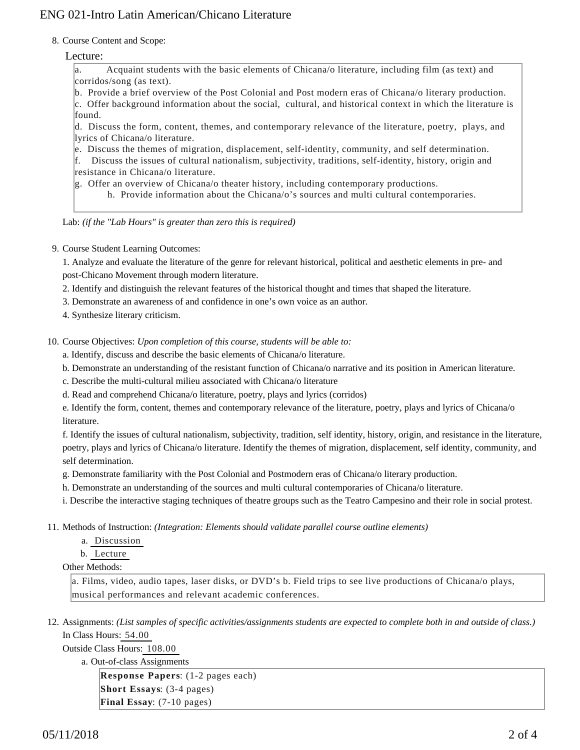8. Course Content and Scope:

Lecture:

a. Acquaint students with the basic elements of Chicana/o literature, including film (as text) and corridos/song (as text).
b. Provide a brief overview of the Post Colonial and Post modern eras of Chicana/o literary production.
c. Offer background information about the social, cultural, and historical context in which the literature is found.
d. Discuss the form, content, themes, and contemporary relevance of the literature, poetry, plays, and lyrics of Chicana/o literature.
e. Discuss the themes of migration, displacement, self-identity, community, and self determination.
f. Discuss the issues of cultural nationalism, subjectivity, traditions, self-identity, history, origin and resistance in Chicana/o literature.
g. Offer an overview of Chicana/o theater history, including contemporary productions.
h. Provide information about the Chicana/o's sources and multi cultural contemporaries.

Lab: *(if the "Lab Hours" is greater than zero this is required)*

9. Course Student Learning Outcomes:

1. Analyze and evaluate the literature of the genre for relevant historical, political and aesthetic elements in pre- and post-Chicano Movement through modern literature.
2. Identify and distinguish the relevant features of the historical thought and times that shaped the literature.
3. Demonstrate an awareness of and confidence in one's own voice as an author.
4. Synthesize literary criticism.

10. Course Objectives: *Upon completion of this course, students will be able to:*

a. Identify, discuss and describe the basic elements of Chicana/o literature.
b. Demonstrate an understanding of the resistant function of Chicana/o narrative and its position in American literature.
c. Describe the multi-cultural milieu associated with Chicana/o literature
d. Read and comprehend Chicana/o literature, poetry, plays and lyrics (corridos)
e. Identify the form, content, themes and contemporary relevance of the literature, poetry, plays and lyrics of Chicana/o literature.
f. Identify the issues of cultural nationalism, subjectivity, tradition, self identity, history, origin, and resistance in the literature, poetry, plays and lyrics of Chicana/o literature. Identify the themes of migration, displacement, self identity, community, and self determination.
g. Demonstrate familiarity with the Post Colonial and Postmodern eras of Chicana/o literary production.
h. Demonstrate an understanding of the sources and multi cultural contemporaries of Chicana/o literature.
i. Describe the interactive staging techniques of theatre groups such as the Teatro Campesino and their role in social protest.

11. Methods of Instruction: *(Integration: Elements should validate parallel course outline elements)*

a. Discussion
b. Lecture

Other Methods:

a. Films, video, audio tapes, laser disks, or DVD's b. Field trips to see live productions of Chicana/o plays, musical performances and relevant academic conferences.

12. Assignments: *(List samples of specific activities/assignments students are expected to complete both in and outside of class.)*

In Class Hours: 54.00

Outside Class Hours: 108.00

a. Out-of-class Assignments

**Response Papers**: (1-2 pages each)
**Short Essays**: (3-4 pages)
**Final Essay**: (7-10 pages)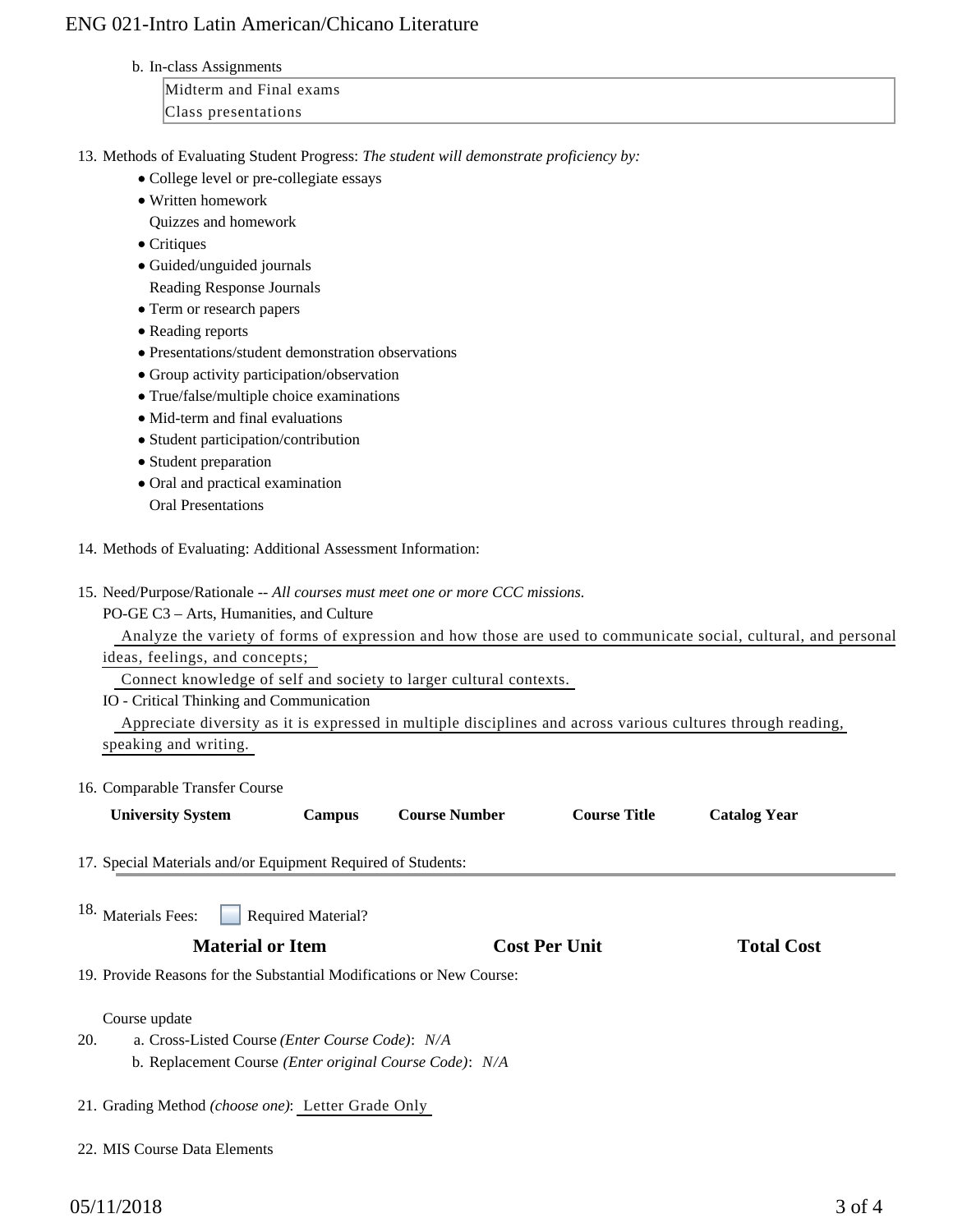b. In-class Assignments

Midterm and Final exams
Class presentations

13. Methods of Evaluating Student Progress: *The student will demonstrate proficiency by:*
    - College level or pre-collegiate essays
    - Written homework
      Quizzes and homework
    - Critiques
    - Guided/unguided journals
      Reading Response Journals
    - Term or research papers
    - Reading reports
    - Presentations/student demonstration observations
    - Group activity participation/observation
    - True/false/multiple choice examinations
    - Mid-term and final evaluations
    - Student participation/contribution
    - Student preparation
    - Oral and practical examination
      Oral Presentations

14. Methods of Evaluating: Additional Assessment Information:

15. Need/Purpose/Rationale -- *All courses must meet one or more CCC missions.*

    PO-GE C3 – Arts, Humanities, and Culture

    Analyze the variety of forms of expression and how those are used to communicate social, cultural, and personal ideas, feelings, and concepts;

    Connect knowledge of self and society to larger cultural contexts.

    IO - Critical Thinking and Communication

    Appreciate diversity as it is expressed in multiple disciplines and across various cultures through reading, speaking and writing.

16. Comparable Transfer Course

| University System | Campus | Course Number | Course Title | Catalog Year |
|---|---|---|---|---|

17. Special Materials and/or Equipment Required of Students:

18. Materials Fees: ☐ Required Material?

| Material or Item | Cost Per Unit | Total Cost |
|---|---|---|

19. Provide Reasons for the Substantial Modifications or New Course:

    Course update

20. a. Cross-Listed Course *(Enter Course Code)*: *N/A*
    b. Replacement Course *(Enter original Course Code)*: *N/A*

21. Grading Method *(choose one)*: Letter Grade Only

22. MIS Course Data Elements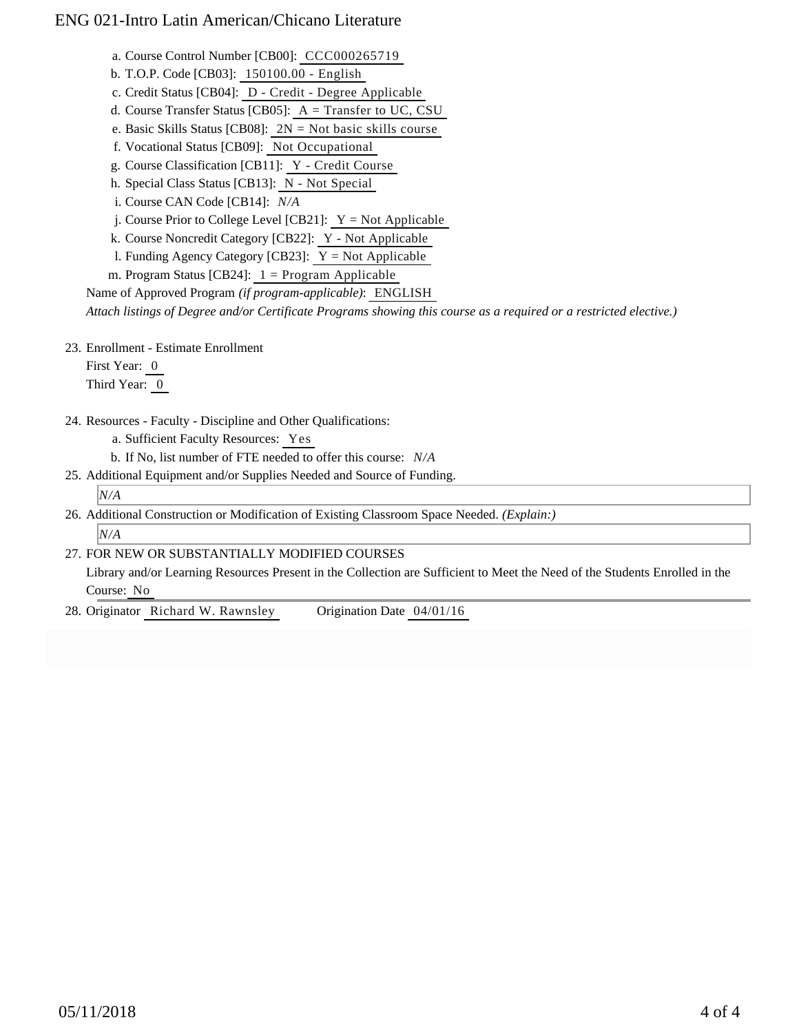a. Course Control Number [CB00]: CCC000265719
b. T.O.P. Code [CB03]: 150100.00 - English
c. Credit Status [CB04]: D - Credit - Degree Applicable
d. Course Transfer Status [CB05]: A = Transfer to UC, CSU
e. Basic Skills Status [CB08]: 2N = Not basic skills course
f. Vocational Status [CB09]: Not Occupational
g. Course Classification [CB11]: Y - Credit Course
h. Special Class Status [CB13]: N - Not Special
i. Course CAN Code [CB14]: *N/A*
j. Course Prior to College Level [CB21]: Y = Not Applicable
k. Course Noncredit Category [CB22]: Y - Not Applicable
l. Funding Agency Category [CB23]: Y = Not Applicable
m. Program Status [CB24]: 1 = Program Applicable

Name of Approved Program *(if program-applicable)*: ENGLISH

*Attach listings of Degree and/or Certificate Programs showing this course as a required or a restricted elective.)*

23. Enrollment - Estimate Enrollment
    First Year: 0
    Third Year: 0
24. Resources - Faculty - Discipline and Other Qualifications:
    a. Sufficient Faculty Resources: Yes
    b. If No, list number of FTE needed to offer this course: *N/A*
25. Additional Equipment and/or Supplies Needed and Source of Funding.
    *N/A*
26. Additional Construction or Modification of Existing Classroom Space Needed. *(Explain:)*
    *N/A*
27. FOR NEW OR SUBSTANTIALLY MODIFIED COURSES
    Library and/or Learning Resources Present in the Collection are Sufficient to Meet the Need of the Students Enrolled in the Course: No
28. Originator Richard W. Rawnsley Origination Date 04/01/16